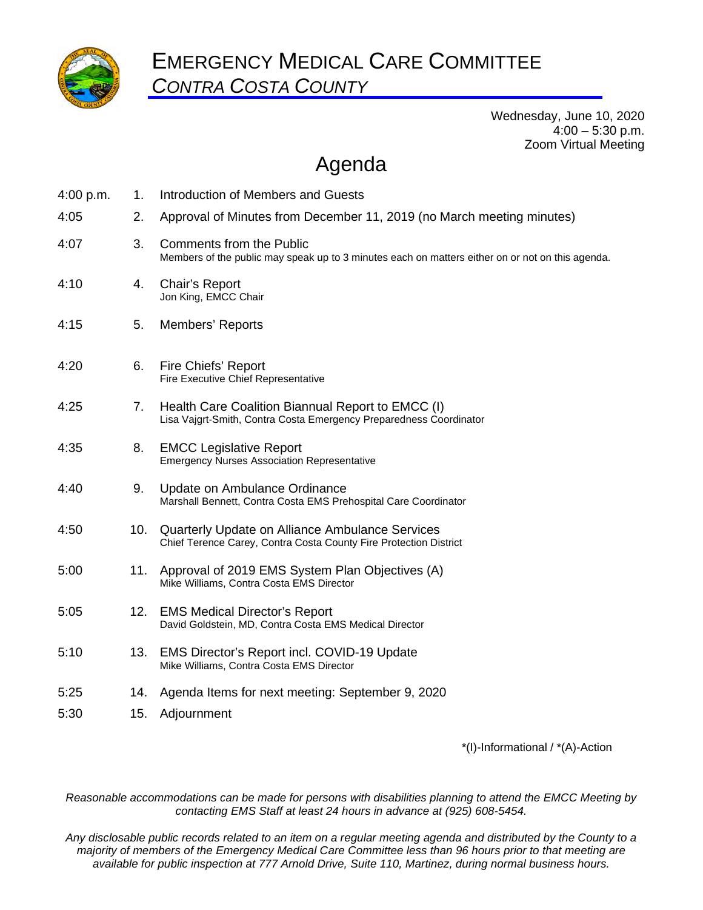# EMERGENCY MEDICAL CARE COMMITTEE

## *CONTRA COSTA COUNTY*

Wednesday, June 10, 2020
4:00 – 5:30 p.m.
Zoom Virtual Meeting

## Agenda

| Time | # | Item |
|---|---|---|
| 4:00 p.m. | 1. | Introduction of Members and Guests |
| 4:05 | 2. | Approval of Minutes from December 11, 2019 (no March meeting minutes) |
| 4:07 | 3. | Comments from the Public<br>Members of the public may speak up to 3 minutes each on matters either on or not on this agenda. |
| 4:10 | 4. | Chair's Report<br>Jon King, EMCC Chair |
| 4:15 | 5. | Members' Reports |
| 4:20 | 6. | Fire Chiefs' Report<br>Fire Executive Chief Representative |
| 4:25 | 7. | Health Care Coalition Biannual Report to EMCC (I)<br>Lisa Vajgrt-Smith, Contra Costa Emergency Preparedness Coordinator |
| 4:35 | 8. | EMCC Legislative Report<br>Emergency Nurses Association Representative |
| 4:40 | 9. | Update on Ambulance Ordinance<br>Marshall Bennett, Contra Costa EMS Prehospital Care Coordinator |
| 4:50 | 10. | Quarterly Update on Alliance Ambulance Services<br>Chief Terence Carey, Contra Costa County Fire Protection District |
| 5:00 | 11. | Approval of 2019 EMS System Plan Objectives (A)<br>Mike Williams, Contra Costa EMS Director |
| 5:05 | 12. | EMS Medical Director's Report<br>David Goldstein, MD, Contra Costa EMS Medical Director |
| 5:10 | 13. | EMS Director's Report incl. COVID-19 Update<br>Mike Williams, Contra Costa EMS Director |
| 5:25 | 14. | Agenda Items for next meeting: September 9, 2020 |
| 5:30 | 15. | Adjournment |

*(I)-Informational / *(A)-Action

*Reasonable accommodations can be made for persons with disabilities planning to attend the EMCC Meeting by contacting EMS Staff at least 24 hours in advance at (925) 608-5454.*

*Any disclosable public records related to an item on a regular meeting agenda and distributed by the County to a majority of members of the Emergency Medical Care Committee less than 96 hours prior to that meeting are available for public inspection at 777 Arnold Drive, Suite 110, Martinez, during normal business hours.*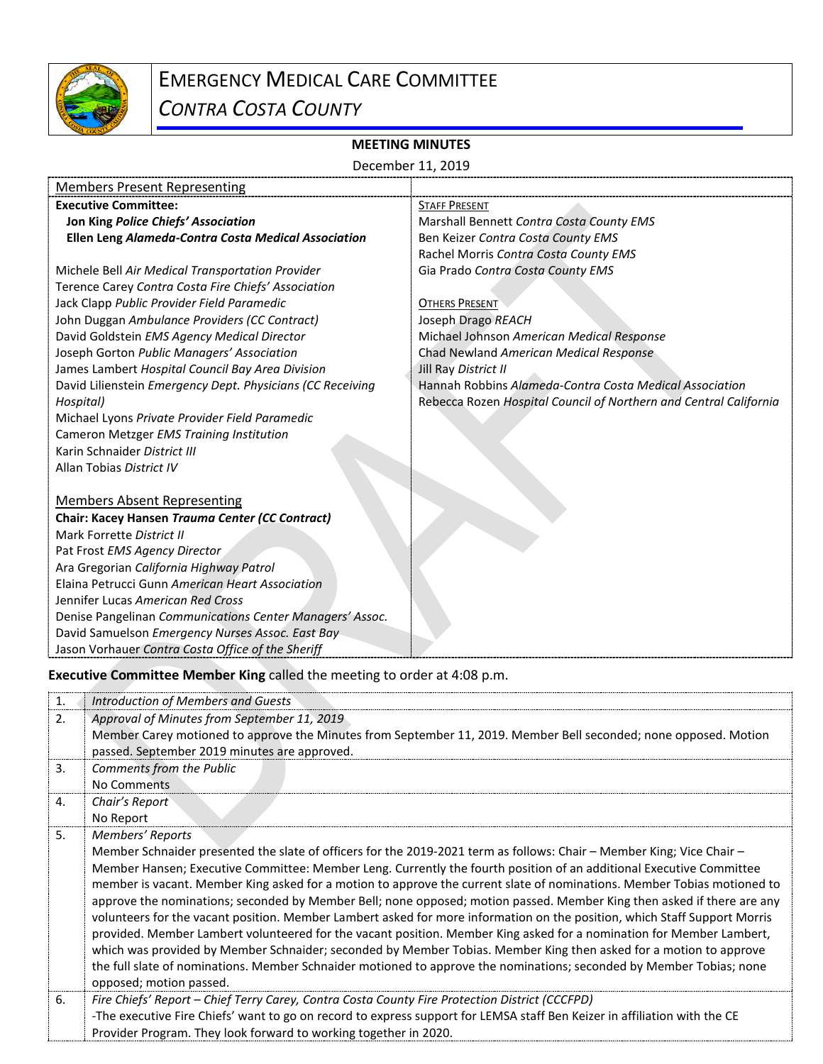# EMERGENCY MEDICAL CARE COMMITTEE

## *CONTRA COSTA COUNTY*

**MEETING MINUTES**

December 11, 2019

| Members Present Representing | |
|---|---|
| **Executive Committee:**<br>**Jon King *Police Chiefs' Association***<br>**Ellen Leng *Alameda-Contra Costa Medical Association***<br><br>Michele Bell *Air Medical Transportation Provider*<br>Terence Carey *Contra Costa Fire Chiefs' Association*<br>Jack Clapp *Public Provider Field Paramedic*<br>John Duggan *Ambulance Providers (CC Contract)*<br>David Goldstein *EMS Agency Medical Director*<br>Joseph Gorton *Public Managers' Association*<br>James Lambert *Hospital Council Bay Area Division*<br>David Lilienstein *Emergency Dept. Physicians (CC Receiving Hospital)*<br>Michael Lyons *Private Provider Field Paramedic*<br>Cameron Metzger *EMS Training Institution*<br>Karin Schnaider *District III*<br>Allan Tobias *District IV*<br><br>Members Absent Representing<br>**Chair: Kacey Hansen *Trauma Center (CC Contract)***<br>Mark Forrette *District II*<br>Pat Frost *EMS Agency Director*<br>Ara Gregorian *California Highway Patrol*<br>Elaina Petrucci Gunn *American Heart Association*<br>Jennifer Lucas *American Red Cross*<br>Denise Pangelinan *Communications Center Managers' Assoc.*<br>David Samuelson *Emergency Nurses Assoc. East Bay*<br>Jason Vorhauer *Contra Costa Office of the Sheriff* | STAFF PRESENT<br>Marshall Bennett *Contra Costa County EMS*<br>Ben Keizer *Contra Costa County EMS*<br>Rachel Morris *Contra Costa County EMS*<br>Gia Prado *Contra Costa County EMS*<br><br>OTHERS PRESENT<br>Joseph Drago *REACH*<br>Michael Johnson *American Medical Response*<br>Chad Newland *American Medical Response*<br>Jill Ray *District II*<br>Hannah Robbins *Alameda-Contra Costa Medical Association*<br>Rebecca Rozen *Hospital Council of Northern and Central California* |

**Executive Committee Member King** called the meeting to order at 4:08 p.m.

| | |
|---|---|
| 1. | *Introduction of Members and Guests* |
| 2. | *Approval of Minutes from September 11, 2019*<br>Member Carey motioned to approve the Minutes from September 11, 2019. Member Bell seconded; none opposed. Motion passed. September 2019 minutes are approved. |
| 3. | *Comments from the Public*<br>No Comments |
| 4. | *Chair's Report*<br>No Report |
| 5. | *Members' Reports*<br>Member Schnaider presented the slate of officers for the 2019-2021 term as follows: Chair – Member King; Vice Chair – Member Hansen; Executive Committee: Member Leng. Currently the fourth position of an additional Executive Committee member is vacant. Member King asked for a motion to approve the current slate of nominations. Member Tobias motioned to approve the nominations; seconded by Member Bell; none opposed; motion passed. Member King then asked if there are any volunteers for the vacant position. Member Lambert asked for more information on the position, which Staff Support Morris provided. Member Lambert volunteered for the vacant position. Member King asked for a nomination for Member Lambert, which was provided by Member Schnaider; seconded by Member Tobias. Member King then asked for a motion to approve the full slate of nominations. Member Schnaider motioned to approve the nominations; seconded by Member Tobias; none opposed; motion passed. |
| 6. | *Fire Chiefs' Report – Chief Terry Carey, Contra Costa County Fire Protection District (CCCFPD)*<br>-The executive Fire Chiefs' want to go on record to express support for LEMSA staff Ben Keizer in affiliation with the CE Provider Program. They look forward to working together in 2020. |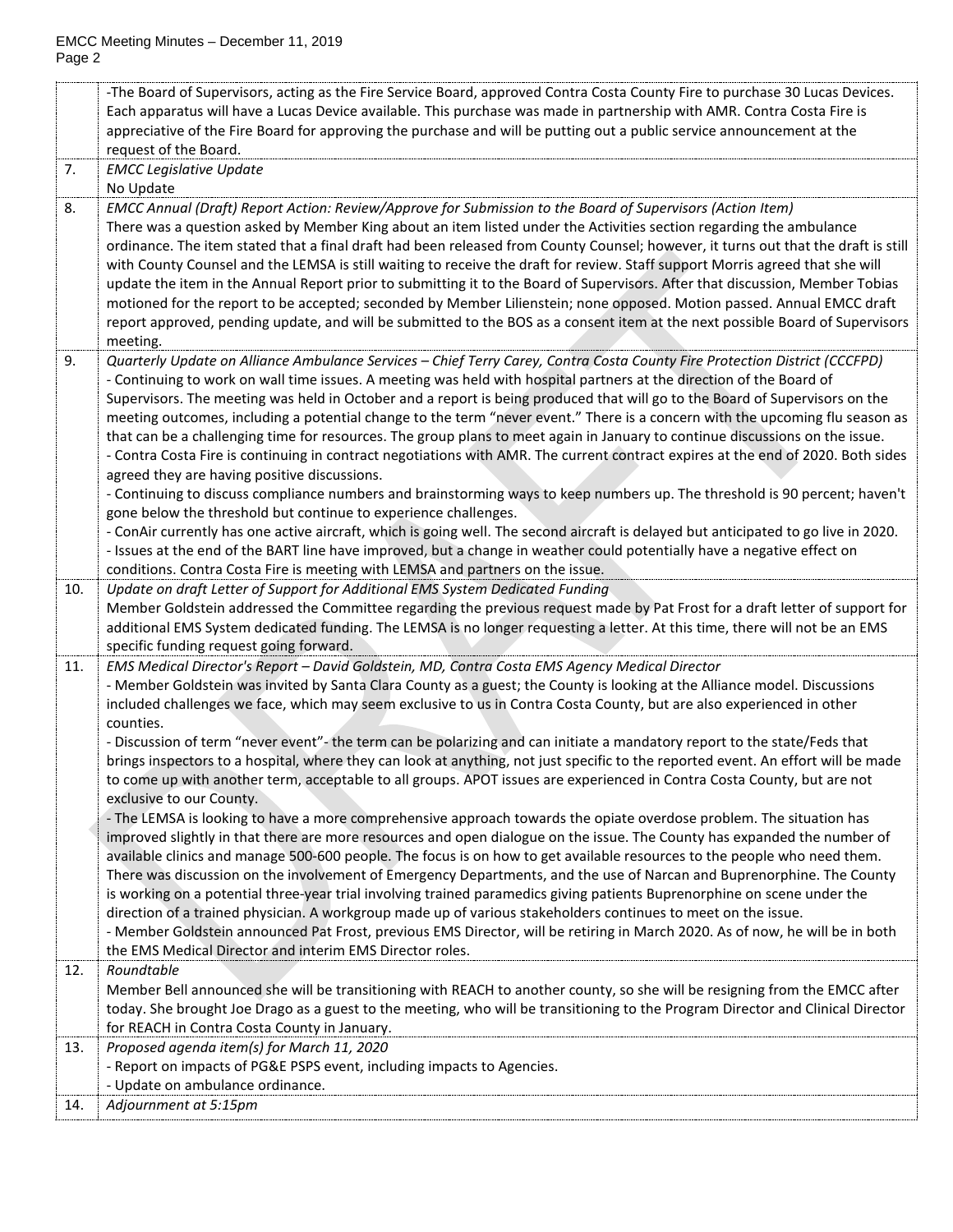| | |
|---|---|
| | -The Board of Supervisors, acting as the Fire Service Board, approved Contra Costa County Fire to purchase 30 Lucas Devices. Each apparatus will have a Lucas Device available. This purchase was made in partnership with AMR. Contra Costa Fire is appreciative of the Fire Board for approving the purchase and will be putting out a public service announcement at the request of the Board. |
| 7. | *EMCC Legislative Update*<br>No Update |
| 8. | *EMCC Annual (Draft) Report Action: Review/Approve for Submission to the Board of Supervisors (Action Item)*<br>There was a question asked by Member King about an item listed under the Activities section regarding the ambulance ordinance. The item stated that a final draft had been released from County Counsel; however, it turns out that the draft is still with County Counsel and the LEMSA is still waiting to receive the draft for review. Staff support Morris agreed that she will update the item in the Annual Report prior to submitting it to the Board of Supervisors. After that discussion, Member Tobias motioned for the report to be accepted; seconded by Member Lilienstein; none opposed. Motion passed. Annual EMCC draft report approved, pending update, and will be submitted to the BOS as a consent item at the next possible Board of Supervisors meeting. |
| 9. | *Quarterly Update on Alliance Ambulance Services – Chief Terry Carey, Contra Costa County Fire Protection District (CCCFPD)*<br>- Continuing to work on wall time issues. A meeting was held with hospital partners at the direction of the Board of Supervisors. The meeting was held in October and a report is being produced that will go to the Board of Supervisors on the meeting outcomes, including a potential change to the term "never event." There is a concern with the upcoming flu season as that can be a challenging time for resources. The group plans to meet again in January to continue discussions on the issue.<br>- Contra Costa Fire is continuing in contract negotiations with AMR. The current contract expires at the end of 2020. Both sides agreed they are having positive discussions.<br>- Continuing to discuss compliance numbers and brainstorming ways to keep numbers up. The threshold is 90 percent; haven't gone below the threshold but continue to experience challenges.<br>- ConAir currently has one active aircraft, which is going well. The second aircraft is delayed but anticipated to go live in 2020.<br>- Issues at the end of the BART line have improved, but a change in weather could potentially have a negative effect on conditions. Contra Costa Fire is meeting with LEMSA and partners on the issue. |
| 10. | *Update on draft Letter of Support for Additional EMS System Dedicated Funding*<br>Member Goldstein addressed the Committee regarding the previous request made by Pat Frost for a draft letter of support for additional EMS System dedicated funding. The LEMSA is no longer requesting a letter. At this time, there will not be an EMS specific funding request going forward. |
| 11. | *EMS Medical Director's Report – David Goldstein, MD, Contra Costa EMS Agency Medical Director*<br>- Member Goldstein was invited by Santa Clara County as a guest; the County is looking at the Alliance model. Discussions included challenges we face, which may seem exclusive to us in Contra Costa County, but are also experienced in other counties.<br>- Discussion of term "never event"- the term can be polarizing and can initiate a mandatory report to the state/Feds that brings inspectors to a hospital, where they can look at anything, not just specific to the reported event. An effort will be made to come up with another term, acceptable to all groups. APOT issues are experienced in Contra Costa County, but are not exclusive to our County.<br>- The LEMSA is looking to have a more comprehensive approach towards the opiate overdose problem. The situation has improved slightly in that there are more resources and open dialogue on the issue. The County has expanded the number of available clinics and manage 500-600 people. The focus is on how to get available resources to the people who need them. There was discussion on the involvement of Emergency Departments, and the use of Narcan and Buprenorphine. The County is working on a potential three-year trial involving trained paramedics giving patients Buprenorphine on scene under the direction of a trained physician. A workgroup made up of various stakeholders continues to meet on the issue.<br>- Member Goldstein announced Pat Frost, previous EMS Director, will be retiring in March 2020. As of now, he will be in both the EMS Medical Director and interim EMS Director roles. |
| 12. | *Roundtable*<br>Member Bell announced she will be transitioning with REACH to another county, so she will be resigning from the EMCC after today. She brought Joe Drago as a guest to the meeting, who will be transitioning to the Program Director and Clinical Director for REACH in Contra Costa County in January. |
| 13. | *Proposed agenda item(s) for March 11, 2020*<br>- Report on impacts of PG&E PSPS event, including impacts to Agencies.<br>- Update on ambulance ordinance. |
| 14. | *Adjournment at 5:15pm* |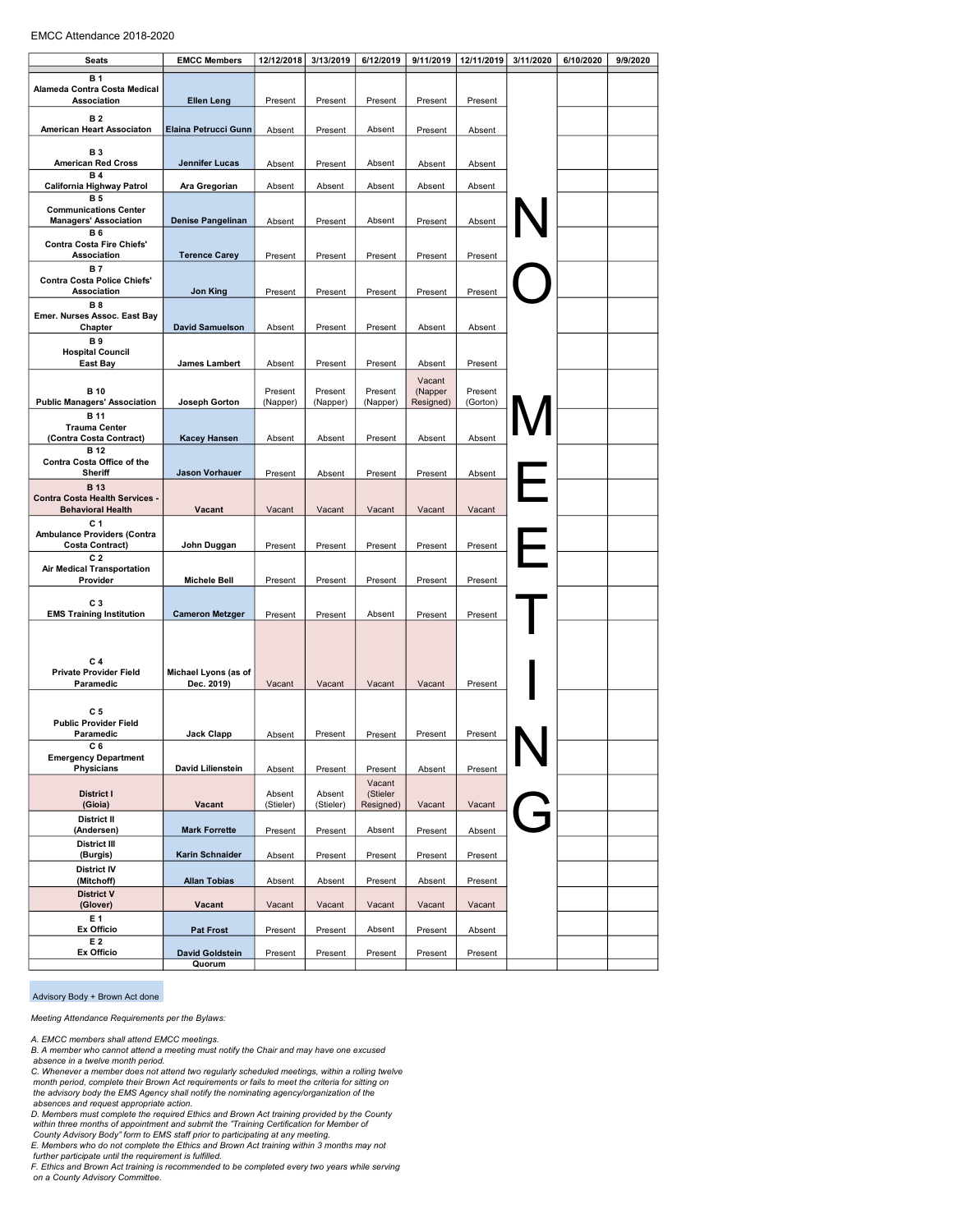EMCC Attendance 2018-2020

| Seats | EMCC Members | 12/12/2018 | 3/13/2019 | 6/12/2019 | 9/11/2019 | 12/11/2019 | 3/11/2020 | 6/10/2020 | 9/9/2020 |
|---|---|---|---|---|---|---|---|---|---|
| B 1 Alameda Contra Costa Medical Association | Ellen Leng | Present | Present | Present | Present | Present | NO MEETING | | |
| B 2 American Heart Associaton | Elaina Petrucci Gunn | Absent | Present | Absent | Present | Absent | | | |
| B 3 American Red Cross | Jennifer Lucas | Absent | Present | Absent | Absent | Absent | | | |
| B 4 California Highway Patrol | Ara Gregorian | Absent | Absent | Absent | Absent | Absent | | | |
| B 5 Communications Center Managers' Association | Denise Pangelinan | Absent | Present | Absent | Present | Absent | | | |
| B 6 Contra Costa Fire Chiefs' Association | Terence Carey | Present | Present | Present | Present | Present | | | |
| B 7 Contra Costa Police Chiefs' Association | Jon King | Present | Present | Present | Present | Present | | | |
| B 8 Emer. Nurses Assoc. East Bay Chapter | David Samuelson | Absent | Present | Present | Absent | Absent | | | |
| B 9 Hospital Council East Bay | James Lambert | Absent | Present | Present | Absent | Present | | | |
| B 10 Public Managers' Association | Joseph Gorton | Present (Napper) | Present (Napper) | Present (Napper) | Vacant (Napper Resigned) | Present (Gorton) | | | |
| B 11 Trauma Center (Contra Costa Contract) | Kacey Hansen | Absent | Absent | Present | Absent | Absent | | | |
| B 12 Contra Costa Office of the Sheriff | Jason Vorhauer | Present | Absent | Present | Present | Absent | | | |
| B 13 Contra Costa Health Services - Behavioral Health | Vacant | Vacant | Vacant | Vacant | Vacant | Vacant | | | |
| C 1 Ambulance Providers (Contra Costa Contract) | John Duggan | Present | Present | Present | Present | Present | | | |
| C 2 Air Medical Transportation Provider | Michele Bell | Present | Present | Present | Present | Present | | | |
| C 3 EMS Training Institution | Cameron Metzger | Present | Present | Absent | Present | Present | | | |
| C 4 Private Provider Field Paramedic | Michael Lyons (as of Dec. 2019) | Vacant | Vacant | Vacant | Vacant | Present | | | |
| C 5 Public Provider Field Paramedic | Jack Clapp | Absent | Present | Present | Present | Present | | | |
| C 6 Emergency Department Physicians | David Lilienstein | Absent | Present | Present | Absent | Present | | | |
| District I (Gioia) | Vacant | Absent (Stieler) | Absent (Stieler) | Vacant (Stieler Resigned) | Vacant | Vacant | | | |
| District II (Andersen) | Mark Forrette | Present | Present | Absent | Present | Absent | | | |
| District III (Burgis) | Karin Schnaider | Absent | Present | Present | Present | Present | | | |
| District IV (Mitchoff) | Allan Tobias | Absent | Absent | Present | Absent | Present | | | |
| District V (Glover) | Vacant | Vacant | Vacant | Vacant | Vacant | Vacant | | | |
| E 1 Ex Officio | Pat Frost | Present | Present | Absent | Present | Absent | | | |
| E 2 Ex Officio | David Goldstein | Present | Present | Present | Present | Present | | | |
| | Quorum | | | | | | | | |

Advisory Body + Brown Act done

*Meeting Attendance Requirements per the Bylaws:*

*A. EMCC members shall attend EMCC meetings.*
*B. A member who cannot attend a meeting must notify the Chair and may have one excused absence in a twelve month period.*
*C. Whenever a member does not attend two regularly scheduled meetings, within a rolling twelve month period, complete their Brown Act requirements or fails to meet the criteria for sitting on the advisory body the EMS Agency shall notify the nominating agency/organization of the absences and request appropriate action.*
*D. Members must complete the required Ethics and Brown Act training provided by the County within three months of appointment and submit the "Training Certification for Member of County Advisory Body" form to EMS staff prior to participating at any meeting.*
*E. Members who do not complete the Ethics and Brown Act training within 3 months may not further participate until the requirement is fulfilled.*
*F. Ethics and Brown Act training is recommended to be completed every two years while serving on a County Advisory Committee.*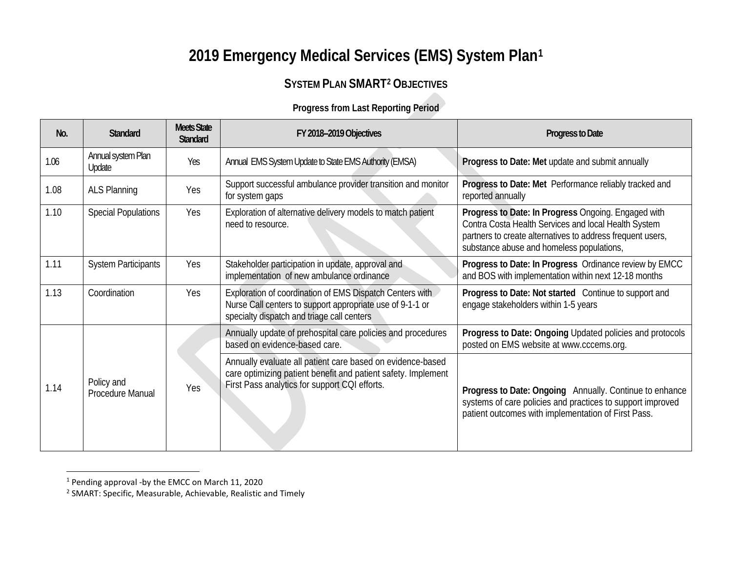# 2019 Emergency Medical Services (EMS) System Plan[1]

## SYSTEM PLAN SMART[2] OBJECTIVES

**Progress from Last Reporting Period**

| No. | Standard | Meets State Standard | FY 2018–2019 Objectives | Progress to Date |
|---|---|---|---|---|
| 1.06 | Annual system Plan Update | Yes | Annual EMS System Update to State EMS Authority (EMSA) | **Progress to Date: Met** update and submit annually |
| 1.08 | ALS Planning | Yes | Support successful ambulance provider transition and monitor for system gaps | **Progress to Date: Met** Performance reliably tracked and reported annually |
| 1.10 | Special Populations | Yes | Exploration of alternative delivery models to match patient need to resource. | **Progress to Date: In Progress** Ongoing. Engaged with Contra Costa Health Services and local Health System partners to create alternatives to address frequent users, substance abuse and homeless populations, |
| 1.11 | System Participants | Yes | Stakeholder participation in update, approval and implementation of new ambulance ordinance | **Progress to Date: In Progress** Ordinance review by EMCC and BOS with implementation within next 12-18 months |
| 1.13 | Coordination | Yes | Exploration of coordination of EMS Dispatch Centers with Nurse Call centers to support appropriate use of 9-1-1 or specialty dispatch and triage call centers | **Progress to Date: Not started** Continue to support and engage stakeholders within 1-5 years |
| 1.14 | Policy and Procedure Manual | Yes | Annually update of prehospital care policies and procedures based on evidence-based care. | **Progress to Date: Ongoing** Updated policies and protocols posted on EMS website at www.cccems.org. |
| | | | Annually evaluate all patient care based on evidence-based care optimizing patient benefit and patient safety. Implement First Pass analytics for support CQI efforts. | **Progress to Date: Ongoing** Annually. Continue to enhance systems of care policies and practices to support improved patient outcomes with implementation of First Pass. |

[1] Pending approval -by the EMCC on March 11, 2020

[2] SMART: Specific, Measurable, Achievable, Realistic and Timely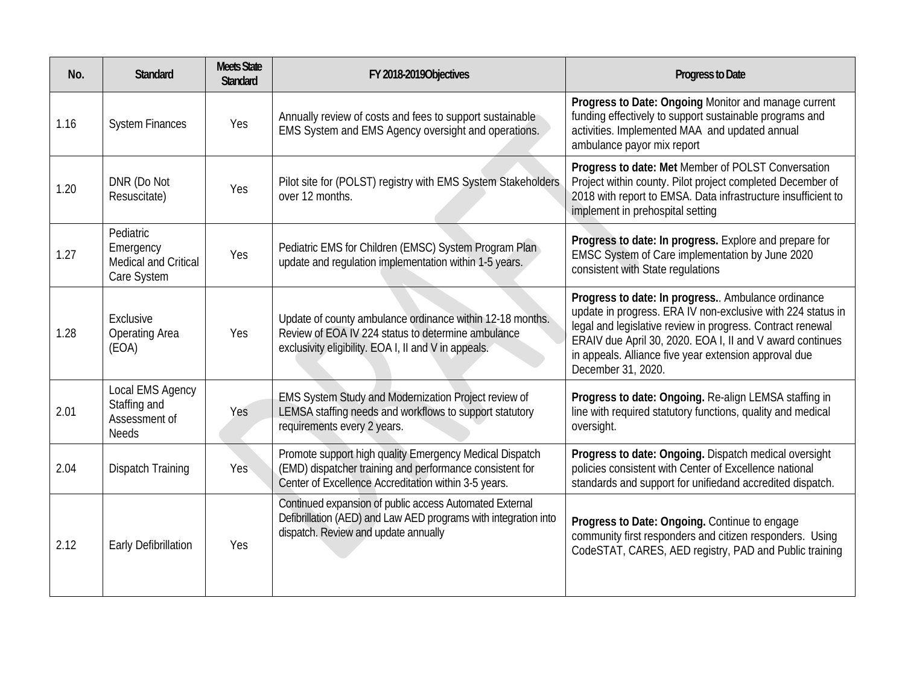| No. | Standard | Meets State Standard | FY 2018-2019Objectives | Progress to Date |
|---|---|---|---|---|
| 1.16 | System Finances | Yes | Annually review of costs and fees to support sustainable EMS System and EMS Agency oversight and operations. | **Progress to Date: Ongoing** Monitor and manage current funding effectively to support sustainable programs and activities. Implemented MAA and updated annual ambulance payor mix report |
| 1.20 | DNR (Do Not Resuscitate) | Yes | Pilot site for (POLST) registry with EMS System Stakeholders over 12 months. | **Progress to date: Met** Member of POLST Conversation Project within county. Pilot project completed December of 2018 with report to EMSA. Data infrastructure insufficient to implement in prehospital setting |
| 1.27 | Pediatric Emergency Medical and Critical Care System | Yes | Pediatric EMS for Children (EMSC) System Program Plan update and regulation implementation within 1-5 years. | **Progress to date: In progress.** Explore and prepare for EMSC System of Care implementation by June 2020 consistent with State regulations |
| 1.28 | Exclusive Operating Area (EOA) | Yes | Update of county ambulance ordinance within 12-18 months. Review of EOA IV 224 status to determine ambulance exclusivity eligibility. EOA I, II and V in appeals. | **Progress to date: In progress.**. Ambulance ordinance update in progress. ERA IV non-exclusive with 224 status in legal and legislative review in progress. Contract renewal ERAIV due April 30, 2020. EOA I, II and V award continues in appeals. Alliance five year extension approval due December 31, 2020. |
| 2.01 | Local EMS Agency Staffing and Assessment of Needs | Yes | EMS System Study and Modernization Project review of LEMSA staffing needs and workflows to support statutory requirements every 2 years. | **Progress to date: Ongoing.** Re-align LEMSA staffing in line with required statutory functions, quality and medical oversight. |
| 2.04 | Dispatch Training | Yes | Promote support high quality Emergency Medical Dispatch (EMD) dispatcher training and performance consistent for Center of Excellence Accreditation within 3-5 years. | **Progress to date: Ongoing.** Dispatch medical oversight policies consistent with Center of Excellence national standards and support for unifiedand accredited dispatch. |
| 2.12 | Early Defibrillation | Yes | Continued expansion of public access Automated External Defibrillation (AED) and Law AED programs with integration into dispatch. Review and update annually | **Progress to Date: Ongoing.** Continue to engage community first responders and citizen responders. Using CodeSTAT, CARES, AED registry, PAD and Public training |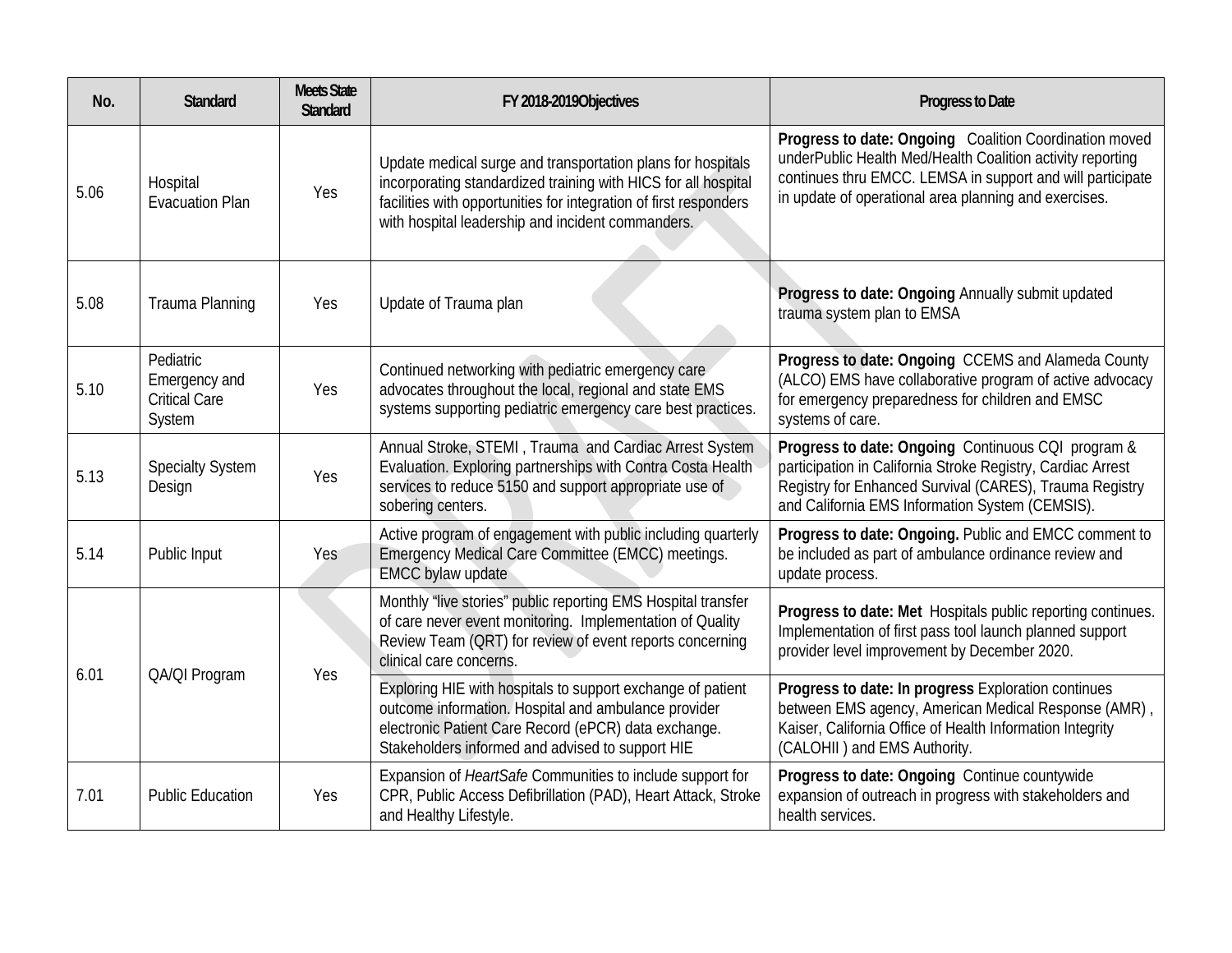| No. | Standard | Meets State Standard | FY 2018-2019Objectives | Progress to Date |
|---|---|---|---|---|
| 5.06 | Hospital Evacuation Plan | Yes | Update medical surge and transportation plans for hospitals incorporating standardized training with HICS for all hospital facilities with opportunities for integration of first responders with hospital leadership and incident commanders. | **Progress to date: Ongoing** Coalition Coordination moved underPublic Health Med/Health Coalition activity reporting continues thru EMCC. LEMSA in support and will participate in update of operational area planning and exercises. |
| 5.08 | Trauma Planning | Yes | Update of Trauma plan | **Progress to date: Ongoing** Annually submit updated trauma system plan to EMSA |
| 5.10 | Pediatric Emergency and Critical Care System | Yes | Continued networking with pediatric emergency care advocates throughout the local, regional and state EMS systems supporting pediatric emergency care best practices. | **Progress to date: Ongoing** CCEMS and Alameda County (ALCO) EMS have collaborative program of active advocacy for emergency preparedness for children and EMSC systems of care. |
| 5.13 | Specialty System Design | Yes | Annual Stroke, STEMI , Trauma and Cardiac Arrest System Evaluation. Exploring partnerships with Contra Costa Health services to reduce 5150 and support appropriate use of sobering centers. | **Progress to date: Ongoing** Continuous CQI program & participation in California Stroke Registry, Cardiac Arrest Registry for Enhanced Survival (CARES), Trauma Registry and California EMS Information System (CEMSIS). |
| 5.14 | Public Input | Yes | Active program of engagement with public including quarterly Emergency Medical Care Committee (EMCC) meetings. EMCC bylaw update | **Progress to date: Ongoing.** Public and EMCC comment to be included as part of ambulance ordinance review and update process. |
| 6.01 | QA/QI Program | Yes | Monthly "live stories" public reporting EMS Hospital transfer of care never event monitoring. Implementation of Quality Review Team (QRT) for review of event reports concerning clinical care concerns. | **Progress to date: Met** Hospitals public reporting continues. Implementation of first pass tool launch planned support provider level improvement by December 2020. |
| | | | Exploring HIE with hospitals to support exchange of patient outcome information. Hospital and ambulance provider electronic Patient Care Record (ePCR) data exchange. Stakeholders informed and advised to support HIE | **Progress to date: In progress** Exploration continues between EMS agency, American Medical Response (AMR) , Kaiser, California Office of Health Information Integrity (CALOHII ) and EMS Authority. |
| 7.01 | Public Education | Yes | Expansion of *HeartSafe* Communities to include support for CPR, Public Access Defibrillation (PAD), Heart Attack, Stroke and Healthy Lifestyle. | **Progress to date: Ongoing** Continue countywide expansion of outreach in progress with stakeholders and health services. |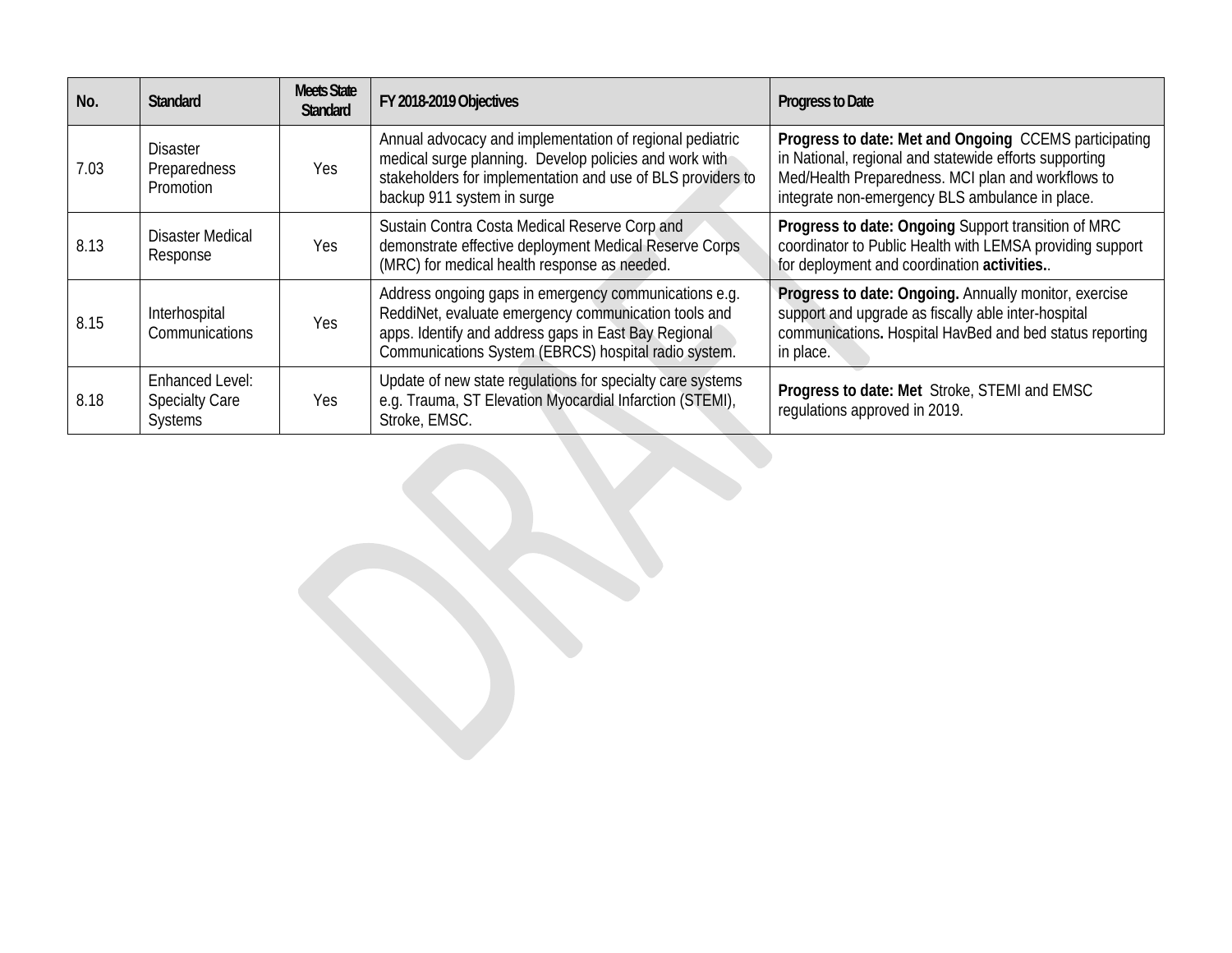| No. | Standard | Meets State Standard | FY 2018-2019 Objectives | Progress to Date |
|---|---|---|---|---|
| 7.03 | Disaster Preparedness Promotion | Yes | Annual advocacy and implementation of regional pediatric medical surge planning. Develop policies and work with stakeholders for implementation and use of BLS providers to backup 911 system in surge | **Progress to date: Met and Ongoing** CCEMS participating in National, regional and statewide efforts supporting Med/Health Preparedness. MCI plan and workflows to integrate non-emergency BLS ambulance in place. |
| 8.13 | Disaster Medical Response | Yes | Sustain Contra Costa Medical Reserve Corp and demonstrate effective deployment Medical Reserve Corps (MRC) for medical health response as needed. | **Progress to date: Ongoing** Support transition of MRC coordinator to Public Health with LEMSA providing support for deployment and coordination **activities.**. |
| 8.15 | Interhospital Communications | Yes | Address ongoing gaps in emergency communications e.g. ReddiNet, evaluate emergency communication tools and apps. Identify and address gaps in East Bay Regional Communications System (EBRCS) hospital radio system. | **Progress to date: Ongoing.** Annually monitor, exercise support and upgrade as fiscally able inter-hospital communications**.** Hospital HavBed and bed status reporting in place. |
| 8.18 | Enhanced Level: Specialty Care Systems | Yes | Update of new state regulations for specialty care systems e.g. Trauma, ST Elevation Myocardial Infarction (STEMI), Stroke, EMSC. | **Progress to date: Met** Stroke, STEMI and EMSC regulations approved in 2019. |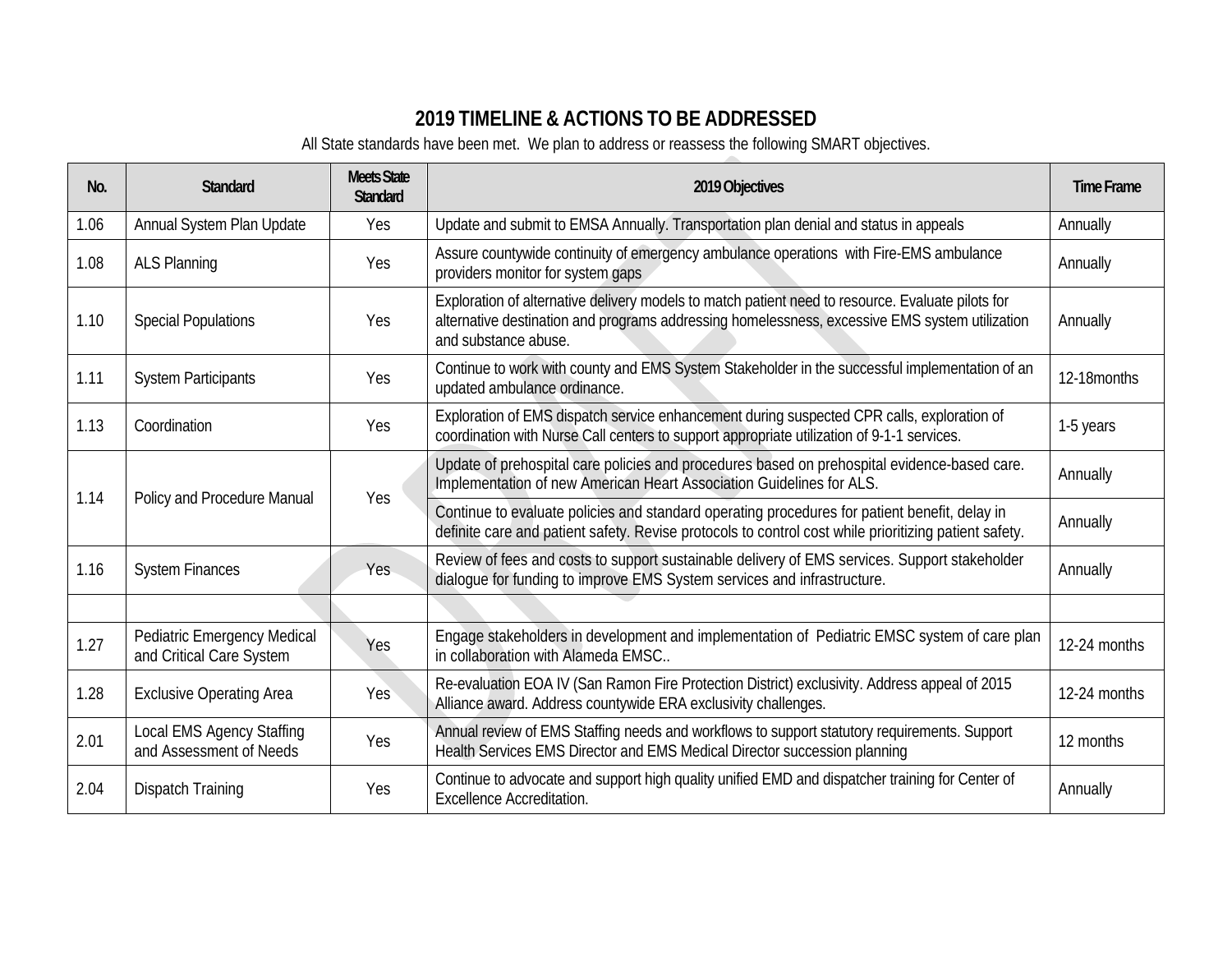# 2019 TIMELINE & ACTIONS TO BE ADDRESSED

All State standards have been met. We plan to address or reassess the following SMART objectives.

| No. | Standard | Meets State Standard | 2019 Objectives | Time Frame |
|---|---|---|---|---|
| 1.06 | Annual System Plan Update | Yes | Update and submit to EMSA Annually. Transportation plan denial and status in appeals | Annually |
| 1.08 | ALS Planning | Yes | Assure countywide continuity of emergency ambulance operations with Fire-EMS ambulance providers monitor for system gaps | Annually |
| 1.10 | Special Populations | Yes | Exploration of alternative delivery models to match patient need to resource. Evaluate pilots for alternative destination and programs addressing homelessness, excessive EMS system utilization and substance abuse. | Annually |
| 1.11 | System Participants | Yes | Continue to work with county and EMS System Stakeholder in the successful implementation of an updated ambulance ordinance. | 12-18months |
| 1.13 | Coordination | Yes | Exploration of EMS dispatch service enhancement during suspected CPR calls, exploration of coordination with Nurse Call centers to support appropriate utilization of 9-1-1 services. | 1-5 years |
| 1.14 | Policy and Procedure Manual | Yes | Update of prehospital care policies and procedures based on prehospital evidence-based care. Implementation of new American Heart Association Guidelines for ALS. | Annually |
| | | | Continue to evaluate policies and standard operating procedures for patient benefit, delay in definite care and patient safety. Revise protocols to control cost while prioritizing patient safety. | Annually |
| 1.16 | System Finances | Yes | Review of fees and costs to support sustainable delivery of EMS services. Support stakeholder dialogue for funding to improve EMS System services and infrastructure. | Annually |
| | | | | |
| 1.27 | Pediatric Emergency Medical and Critical Care System | Yes | Engage stakeholders in development and implementation of Pediatric EMSC system of care plan in collaboration with Alameda EMSC.. | 12-24 months |
| 1.28 | Exclusive Operating Area | Yes | Re-evaluation EOA IV (San Ramon Fire Protection District) exclusivity. Address appeal of 2015 Alliance award. Address countywide ERA exclusivity challenges. | 12-24 months |
| 2.01 | Local EMS Agency Staffing and Assessment of Needs | Yes | Annual review of EMS Staffing needs and workflows to support statutory requirements. Support Health Services EMS Director and EMS Medical Director succession planning | 12 months |
| 2.04 | Dispatch Training | Yes | Continue to advocate and support high quality unified EMD and dispatcher training for Center of Excellence Accreditation. | Annually |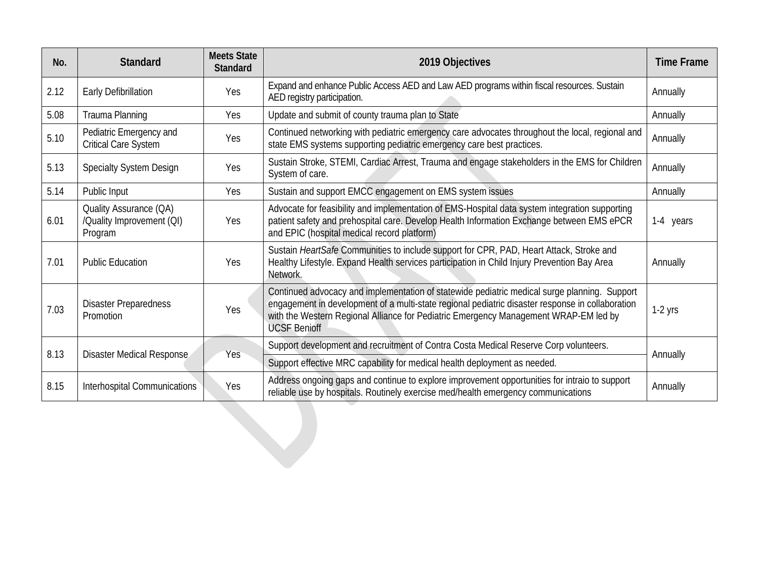| No. | Standard | Meets State Standard | 2019 Objectives | Time Frame |
|---|---|---|---|---|
| 2.12 | Early Defibrillation | Yes | Expand and enhance Public Access AED and Law AED programs within fiscal resources. Sustain AED registry participation. | Annually |
| 5.08 | Trauma Planning | Yes | Update and submit of county trauma plan to State | Annually |
| 5.10 | Pediatric Emergency and Critical Care System | Yes | Continued networking with pediatric emergency care advocates throughout the local, regional and state EMS systems supporting pediatric emergency care best practices. | Annually |
| 5.13 | Specialty System Design | Yes | Sustain Stroke, STEMI, Cardiac Arrest, Trauma and engage stakeholders in the EMS for Children System of care. | Annually |
| 5.14 | Public Input | Yes | Sustain and support EMCC engagement on EMS system issues | Annually |
| 6.01 | Quality Assurance (QA) /Quality Improvement (QI) Program | Yes | Advocate for feasibility and implementation of EMS-Hospital data system integration supporting patient safety and prehospital care. Develop Health Information Exchange between EMS ePCR and EPIC (hospital medical record platform) | 1-4 years |
| 7.01 | Public Education | Yes | Sustain *HeartSafe* Communities to include support for CPR, PAD, Heart Attack, Stroke and Healthy Lifestyle. Expand Health services participation in Child Injury Prevention Bay Area Network. | Annually |
| 7.03 | Disaster Preparedness Promotion | Yes | Continued advocacy and implementation of statewide pediatric medical surge planning. Support engagement in development of a multi-state regional pediatric disaster response in collaboration with the Western Regional Alliance for Pediatric Emergency Management WRAP-EM led by UCSF Benioff | 1-2 yrs |
| 8.13 | Disaster Medical Response | Yes | Support development and recruitment of Contra Costa Medical Reserve Corp volunteers. | Annually |
| | | | Support effective MRC capability for medical health deployment as needed. | |
| 8.15 | Interhospital Communications | Yes | Address ongoing gaps and continue to explore improvement opportunities for intraio to support reliable use by hospitals. Routinely exercise med/health emergency communications | Annually |